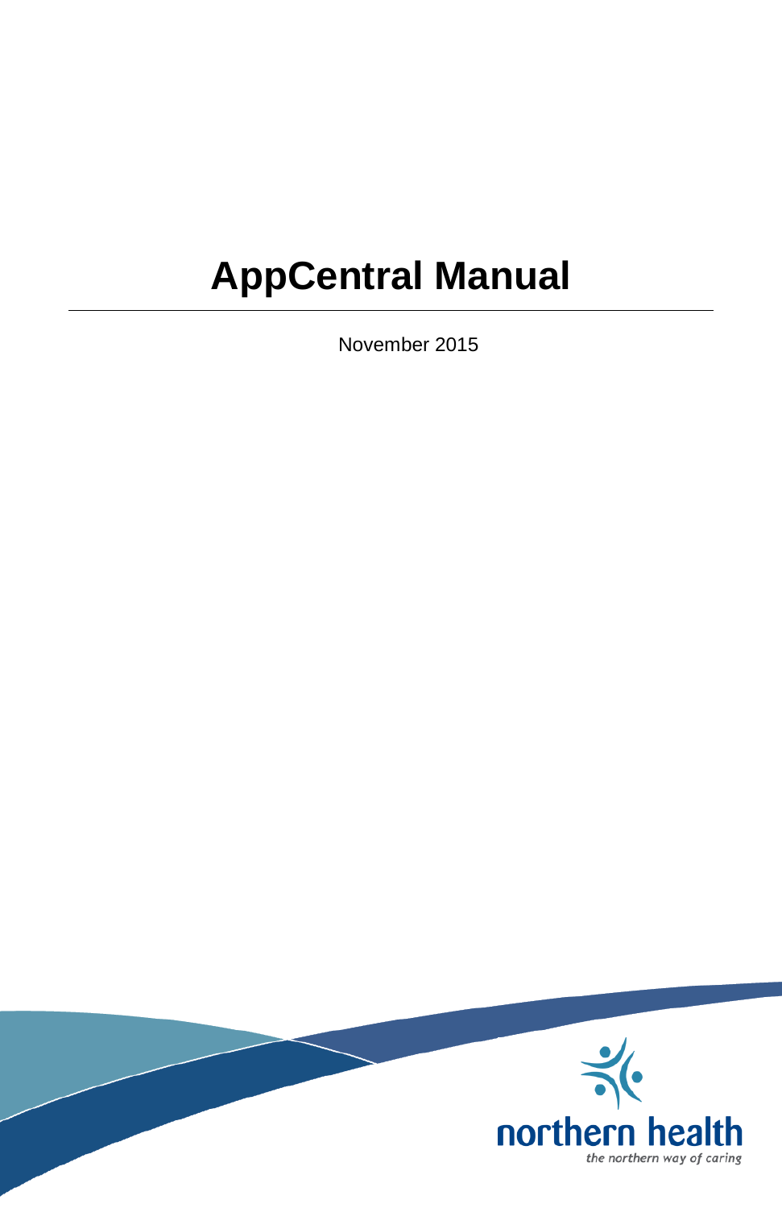# AppCentral Manual

November 2015

northern health

*the northern way of caring*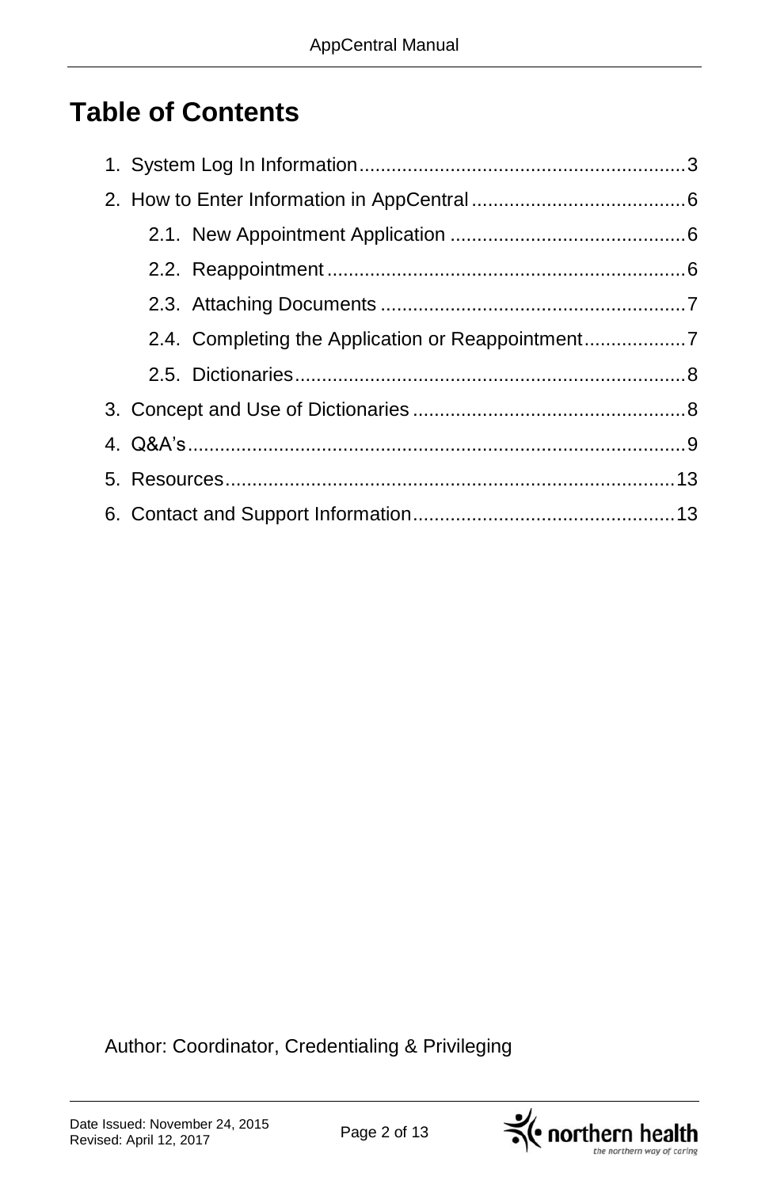# Table of Contents

1. System Log In Information ............................................................. 3
2. How to Enter Information in AppCentral ........................................ 6
    - 2.1. New Appointment Application ............................................ 6
    - 2.2. Reappointment ................................................................... 6
    - 2.3. Attaching Documents ......................................................... 7
    - 2.4. Completing the Application or Reappointment ................... 7
    - 2.5. Dictionaries ......................................................................... 8
3. Concept and Use of Dictionaries ................................................... 8
4. Q&A's ............................................................................................ 9
5. Resources .................................................................................... 13
6. Contact and Support Information ................................................. 13

Author: Coordinator, Credentialing & Privileging

Date Issued: November 24, 2015
Revised: April 12, 2017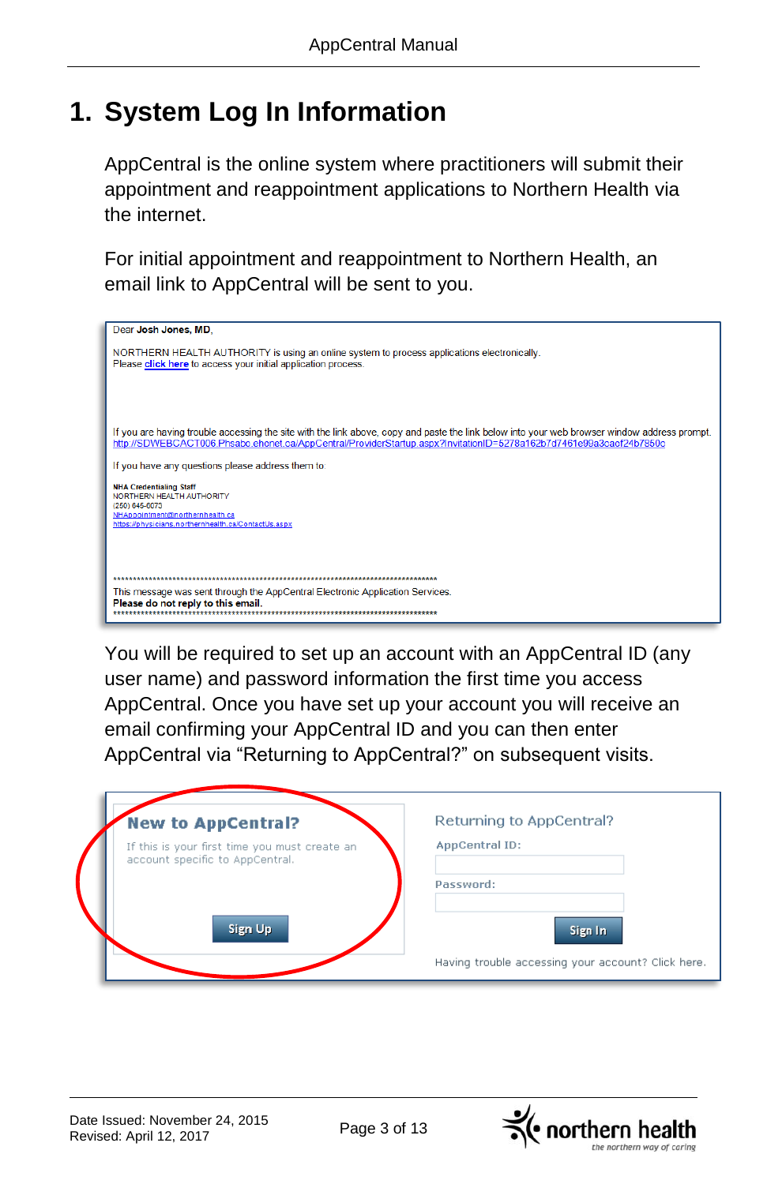# 1. System Log In Information

AppCentral is the online system where practitioners will submit their appointment and reappointment applications to Northern Health via the internet.

For initial appointment and reappointment to Northern Health, an email link to AppCentral will be sent to you.

Dear **Josh Jones, MD**,

NORTHERN HEALTH AUTHORITY is using an online system to process applications electronically.
Please click here to access your initial application process.

If you are having trouble accessing the site with the link above, copy and paste the link below into your web browser window address prompt.
http://SDWEBCACT006.Phsabc.ehcnet.ca/AppCentral/ProviderStartup.aspx?InvitationID=5278a162b7d7461e99a3cacf24b7850c

If you have any questions please address them to:

**NHA Credentialing Staff**
NORTHERN HEALTH AUTHORITY
(250) 645-6073
NHAppointment@northernhealth.ca
https://physicians.northernhealth.ca/ContactUs.aspx

\*\*\*\*\*\*\*\*\*\*\*\*\*\*\*\*\*\*\*\*\*\*\*\*\*\*\*\*\*\*\*\*\*\*\*\*\*\*\*\*\*\*\*\*\*\*\*\*\*\*\*\*\*\*\*\*\*\*\*\*\*\*\*\*\*\*\*\*\*\*\*\*\*\*\*\*
This message was sent through the AppCentral Electronic Application Services.
**Please do not reply to this email.**
\*\*\*\*\*\*\*\*\*\*\*\*\*\*\*\*\*\*\*\*\*\*\*\*\*\*\*\*\*\*\*\*\*\*\*\*\*\*\*\*\*\*\*\*\*\*\*\*\*\*\*\*\*\*\*\*\*\*\*\*\*\*\*\*\*\*\*\*\*\*\*\*\*\*\*\*

You will be required to set up an account with an AppCentral ID (any user name) and password information the first time you access AppCentral. Once you have set up your account you will receive an email confirming your AppCentral ID and you can then enter AppCentral via "Returning to AppCentral?" on subsequent visits.

**New to AppCentral?**

If this is your first time you must create an account specific to AppCentral.

Sign Up

Returning to AppCentral?

AppCentral ID:

Password:

Sign In

Having trouble accessing your account? Click here.

Date Issued: November 24, 2015
Revised: April 12, 2017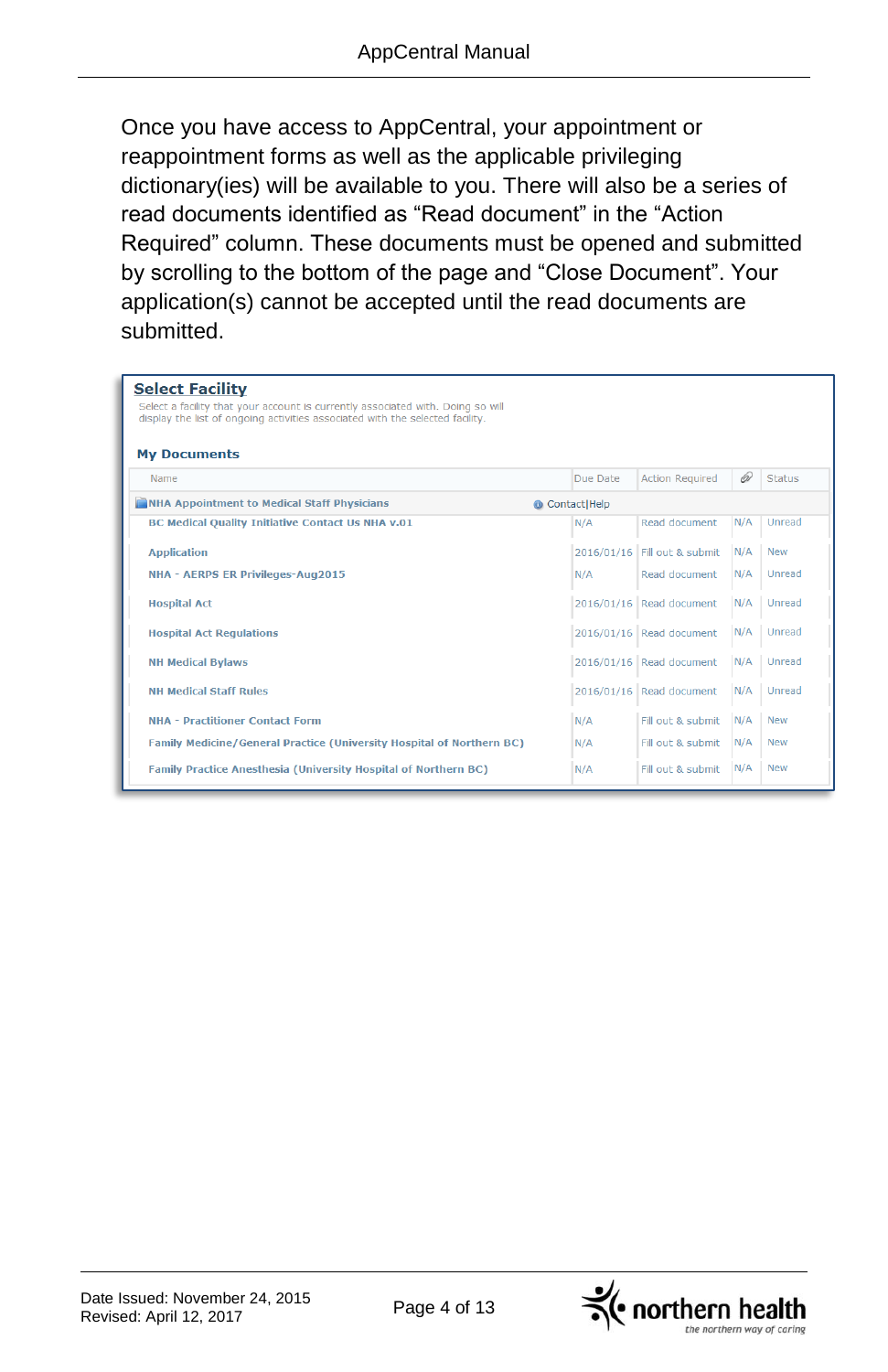Once you have access to AppCentral, your appointment or reappointment forms as well as the applicable privileging dictionary(ies) will be available to you. There will also be a series of read documents identified as “Read document” in the “Action Required” column. These documents must be opened and submitted by scrolling to the bottom of the page and “Close Document”. Your application(s) cannot be accepted until the read documents are submitted.

**Select Facility**

Select a facility that your account is currently associated with. Doing so will display the list of ongoing activities associated with the selected facility.

**My Documents**

| Name | Due Date | Action Required | 🔗 | Status |
|---|---|---|---|---|
| NHA Appointment to Medical Staff Physicians — Contact\|Help | | | | |
| BC Medical Quality Initiative Contact Us NHA v.01 | N/A | Read document | N/A | Unread |
| Application | 2016/01/16 | Fill out & submit | N/A | New |
| NHA - AERPS ER Privileges-Aug2015 | N/A | Read document | N/A | Unread |
| Hospital Act | 2016/01/16 | Read document | N/A | Unread |
| Hospital Act Regulations | 2016/01/16 | Read document | N/A | Unread |
| NH Medical Bylaws | 2016/01/16 | Read document | N/A | Unread |
| NH Medical Staff Rules | 2016/01/16 | Read document | N/A | Unread |
| NHA - Practitioner Contact Form | N/A | Fill out & submit | N/A | New |
| Family Medicine/General Practice (University Hospital of Northern BC) | N/A | Fill out & submit | N/A | New |
| Family Practice Anesthesia (University Hospital of Northern BC) | N/A | Fill out & submit | N/A | New |

Date Issued: November 24, 2015
Revised: April 12, 2017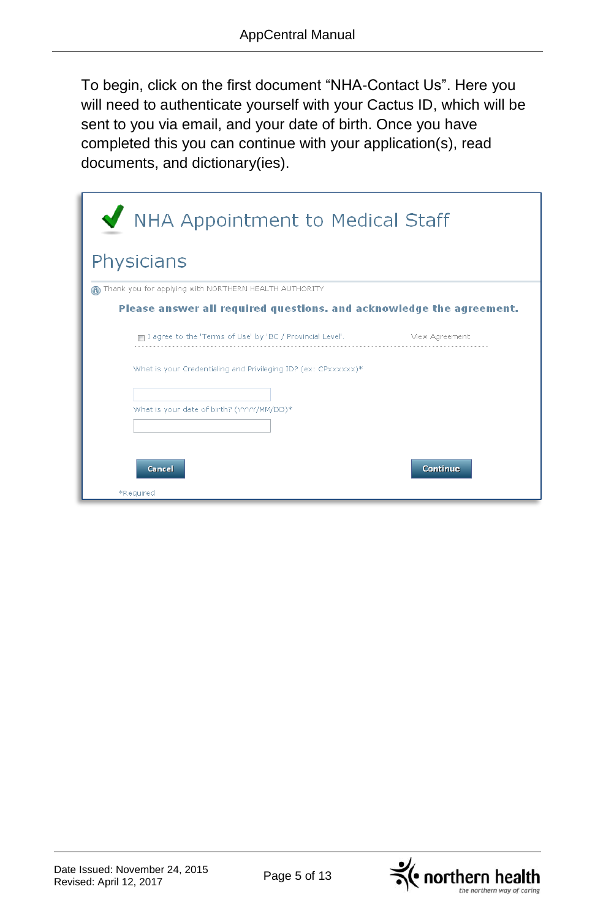To begin, click on the first document "NHA-Contact Us". Here you will need to authenticate yourself with your Cactus ID, which will be sent to you via email, and your date of birth. Once you have completed this you can continue with your application(s), read documents, and dictionary(ies).

NHA Appointment to Medical Staff

Physicians

Thank you for applying with NORTHERN HEALTH AUTHORITY

**Please answer all required questions. and acknowledge the agreement.**

I agree to the 'Terms of Use' by 'BC / Provincial Level'. View Agreement

What is your Credentialing and Privileging ID? (ex: CPxxxxxx)*

What is your date of birth? (YYYY/MM/DD)*

Cancel Continue

*Required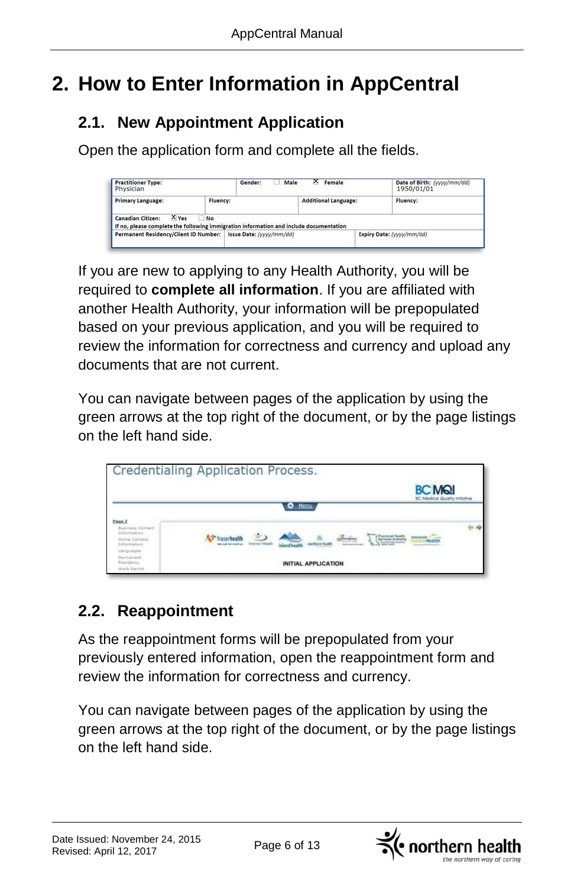# 2. How to Enter Information in AppCentral

## 2.1. New Appointment Application

Open the application form and complete all the fields.

If you are new to applying to any Health Authority, you will be required to **complete all information**. If you are affiliated with another Health Authority, your information will be prepopulated based on your previous application, and you will be required to review the information for correctness and currency and upload any documents that are not current.

You can navigate between pages of the application by using the green arrows at the top right of the document, or by the page listings on the left hand side.

## 2.2. Reappointment

As the reappointment forms will be prepopulated from your previously entered information, open the reappointment form and review the information for correctness and currency.

You can navigate between pages of the application by using the green arrows at the top right of the document, or by the page listings on the left hand side.

Date Issued: November 24, 2015
Revised: April 12, 2017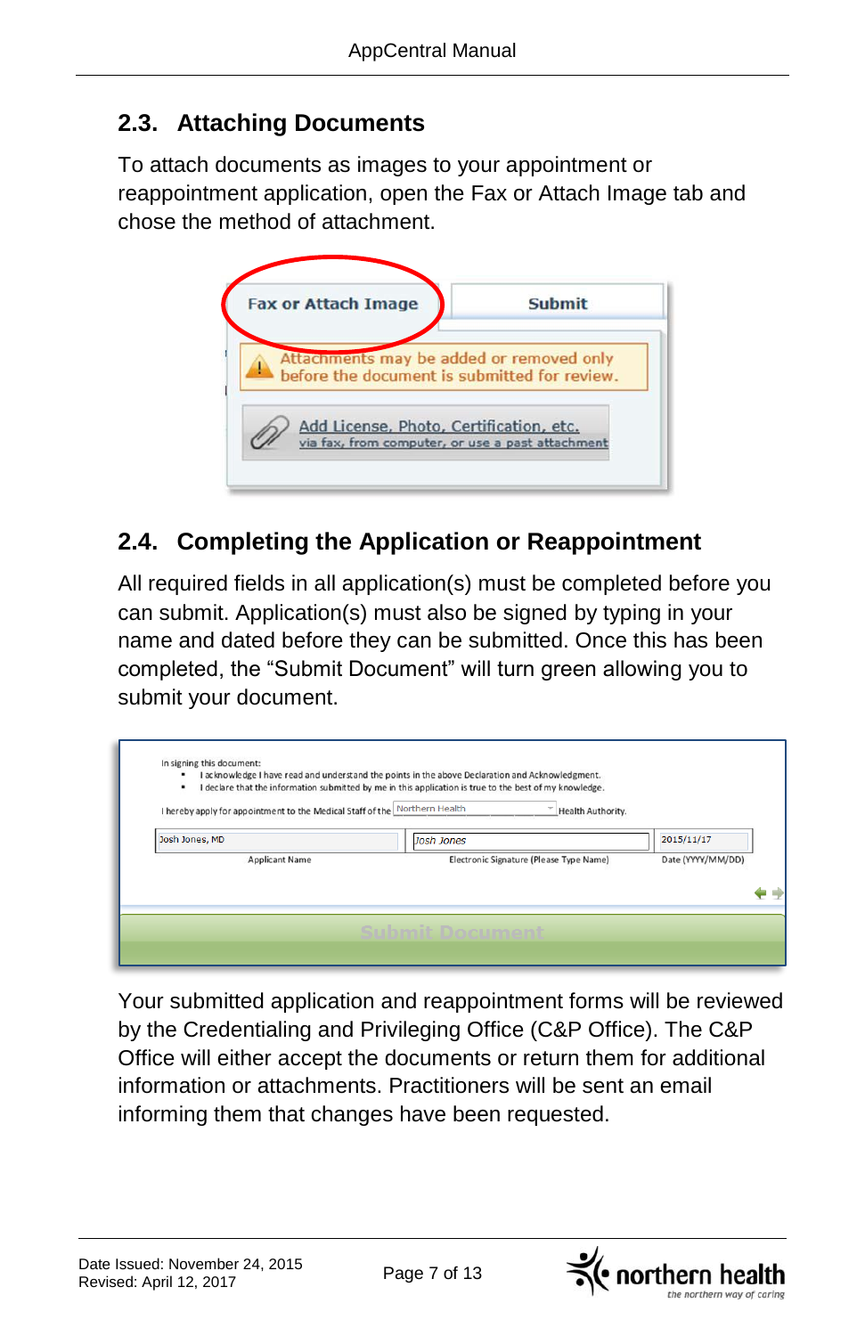## 2.3. Attaching Documents

To attach documents as images to your appointment or reappointment application, open the Fax or Attach Image tab and chose the method of attachment.

## 2.4. Completing the Application or Reappointment

All required fields in all application(s) must be completed before you can submit. Application(s) must also be signed by typing in your name and dated before they can be submitted. Once this has been completed, the "Submit Document" will turn green allowing you to submit your document.

Your submitted application and reappointment forms will be reviewed by the Credentialing and Privileging Office (C&P Office). The C&P Office will either accept the documents or return them for additional information or attachments. Practitioners will be sent an email informing them that changes have been requested.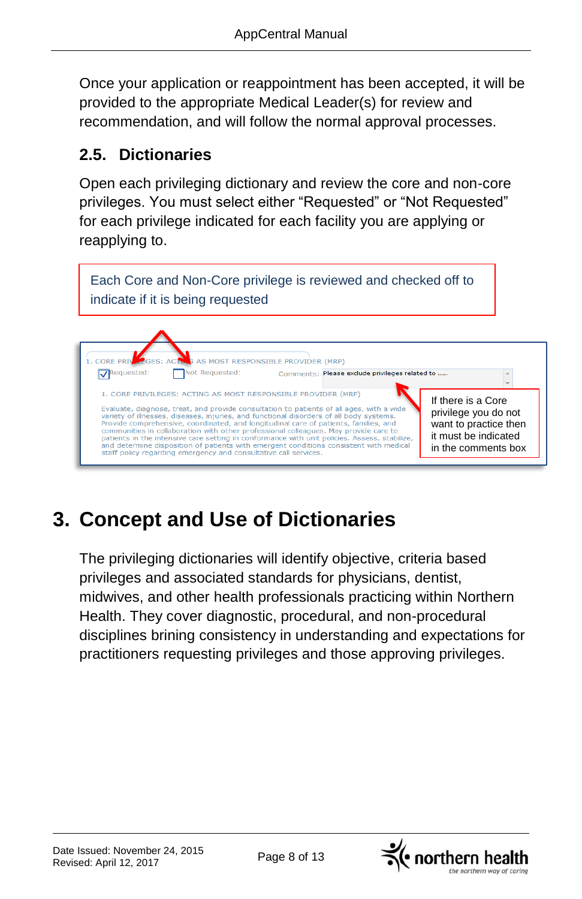Once your application or reappointment has been accepted, it will be provided to the appropriate Medical Leader(s) for review and recommendation, and will follow the normal approval processes.

### 2.5. Dictionaries

Open each privileging dictionary and review the core and non-core privileges. You must select either “Requested” or “Not Requested” for each privilege indicated for each facility you are applying or reapplying to.

Each Core and Non-Core privilege is reviewed and checked off to indicate if it is being requested

1. CORE PRIVILEGES: ACTING AS MOST RESPONSIBLE PROVIDER (MRP)

Requested: Not Requested: Comments: Please exclude privileges related to .....

1. CORE PRIVILEGES: ACTING AS MOST RESPONSIBLE PROVIDER (MRP)

Evaluate, diagnose, treat, and provide consultation to patients of all ages, with a wide variety of illnesses, diseases, injuries, and functional disorders of all body systems. Provide comprehensive, coordinated, and longitudinal care of patients, families, and communities in collaboration with other professional colleagues. May provide care to patients in the intensive care setting in conformance with unit policies. Assess, stabilize, and determine disposition of patients with emergent conditions consistent with medical staff policy regarding emergency and consultative call services.

If there is a Core privilege you do not want to practice then it must be indicated in the comments box

## 3. Concept and Use of Dictionaries

The privileging dictionaries will identify objective, criteria based privileges and associated standards for physicians, dentist, midwives, and other health professionals practicing within Northern Health. They cover diagnostic, procedural, and non-procedural disciplines brining consistency in understanding and expectations for practitioners requesting privileges and those approving privileges.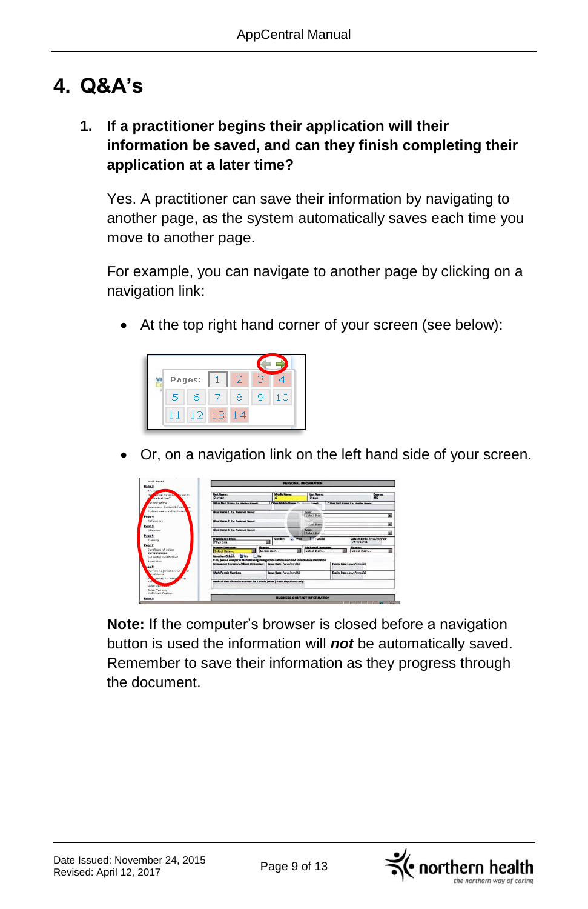# 4. Q&A's

1. **If a practitioner begins their application will their information be saved, and can they finish completing their application at a later time?**

   Yes. A practitioner can save their information by navigating to another page, as the system automatically saves each time you move to another page.

   For example, you can navigate to another page by clicking on a navigation link:

   - At the top right hand corner of your screen (see below):

   - Or, on a navigation link on the left hand side of your screen.

   **Note:** If the computer's browser is closed before a navigation button is used the information will ***not*** be automatically saved. Remember to save their information as they progress through the document.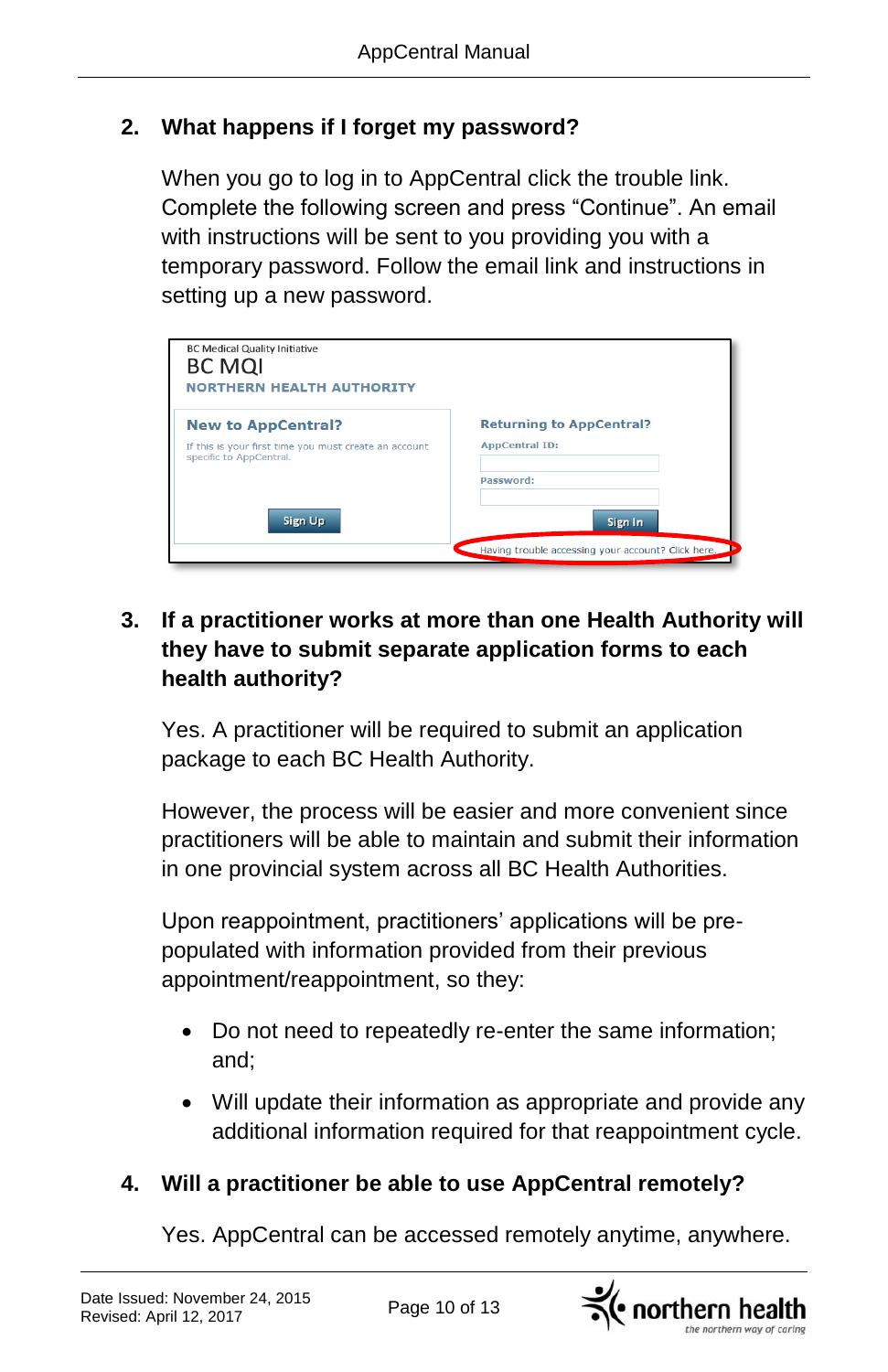## 2. What happens if I forget my password?

When you go to log in to AppCentral click the trouble link. Complete the following screen and press "Continue". An email with instructions will be sent to you providing you with a temporary password. Follow the email link and instructions in setting up a new password.

## 3. If a practitioner works at more than one Health Authority will they have to submit separate application forms to each health authority?

Yes. A practitioner will be required to submit an application package to each BC Health Authority.

However, the process will be easier and more convenient since practitioners will be able to maintain and submit their information in one provincial system across all BC Health Authorities.

Upon reappointment, practitioners' applications will be pre-populated with information provided from their previous appointment/reappointment, so they:

- Do not need to repeatedly re-enter the same information; and;
- Will update their information as appropriate and provide any additional information required for that reappointment cycle.

## 4. Will a practitioner be able to use AppCentral remotely?

Yes. AppCentral can be accessed remotely anytime, anywhere.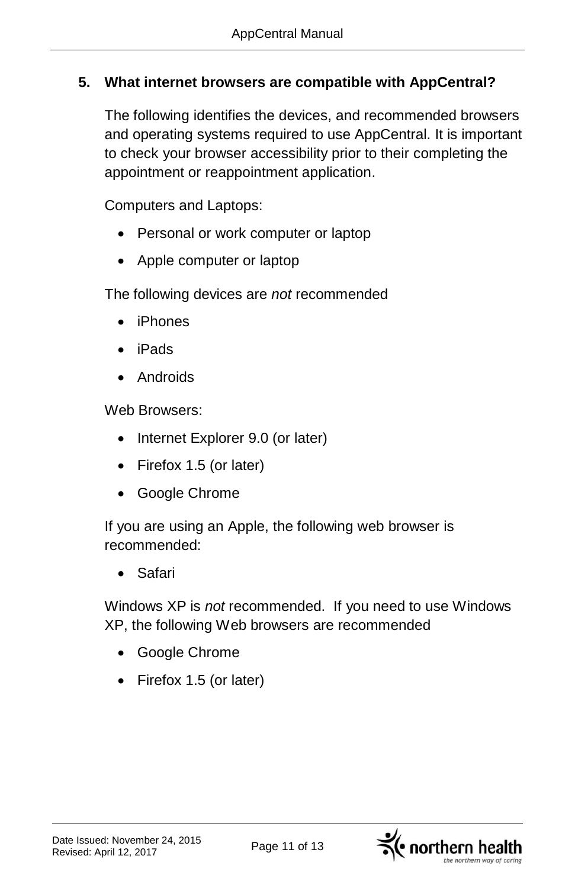## 5. What internet browsers are compatible with AppCentral?

The following identifies the devices, and recommended browsers and operating systems required to use AppCentral. It is important to check your browser accessibility prior to their completing the appointment or reappointment application.

Computers and Laptops:

- Personal or work computer or laptop
- Apple computer or laptop

The following devices are *not* recommended

- iPhones
- iPads
- Androids

Web Browsers:

- Internet Explorer 9.0 (or later)
- Firefox 1.5 (or later)
- Google Chrome

If you are using an Apple, the following web browser is recommended:

- Safari

Windows XP is *not* recommended. If you need to use Windows XP, the following Web browsers are recommended

- Google Chrome
- Firefox 1.5 (or later)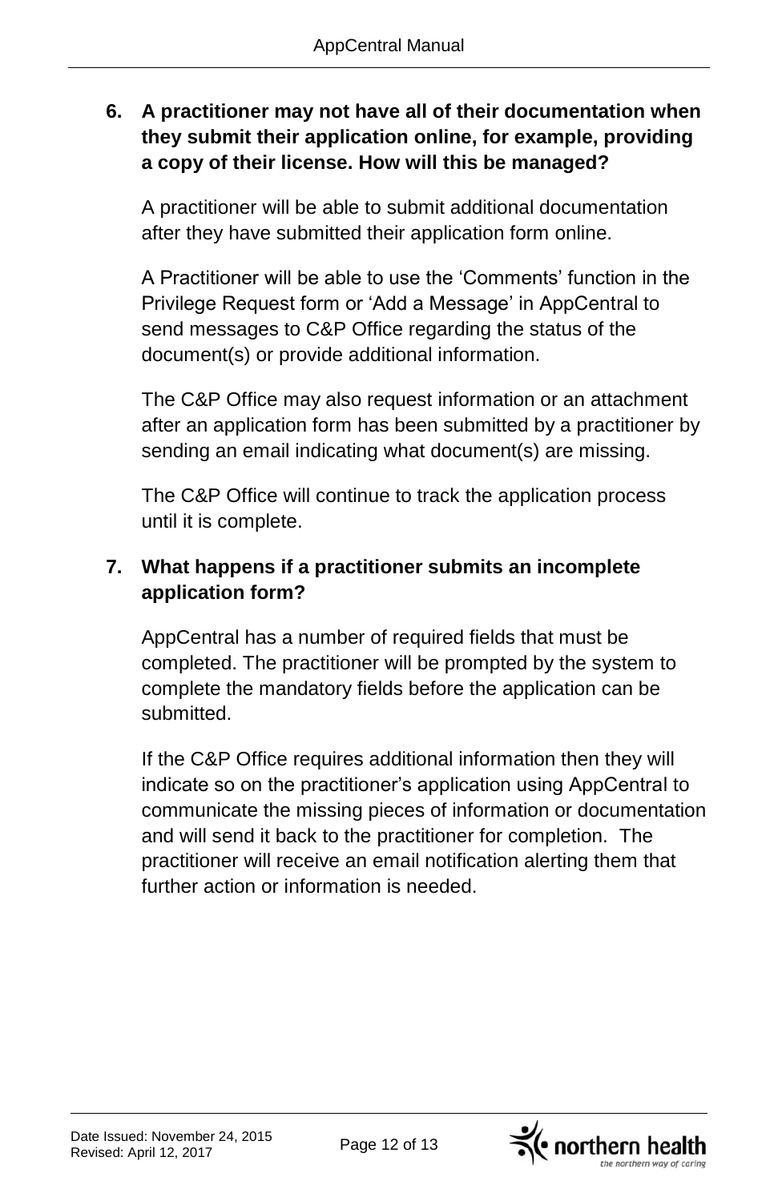**6. A practitioner may not have all of their documentation when they submit their application online, for example, providing a copy of their license. How will this be managed?**

A practitioner will be able to submit additional documentation after they have submitted their application form online.

A Practitioner will be able to use the 'Comments' function in the Privilege Request form or 'Add a Message' in AppCentral to send messages to C&P Office regarding the status of the document(s) or provide additional information.

The C&P Office may also request information or an attachment after an application form has been submitted by a practitioner by sending an email indicating what document(s) are missing.

The C&P Office will continue to track the application process until it is complete.

**7. What happens if a practitioner submits an incomplete application form?**

AppCentral has a number of required fields that must be completed. The practitioner will be prompted by the system to complete the mandatory fields before the application can be submitted.

If the C&P Office requires additional information then they will indicate so on the practitioner's application using AppCentral to communicate the missing pieces of information or documentation and will send it back to the practitioner for completion. The practitioner will receive an email notification alerting them that further action or information is needed.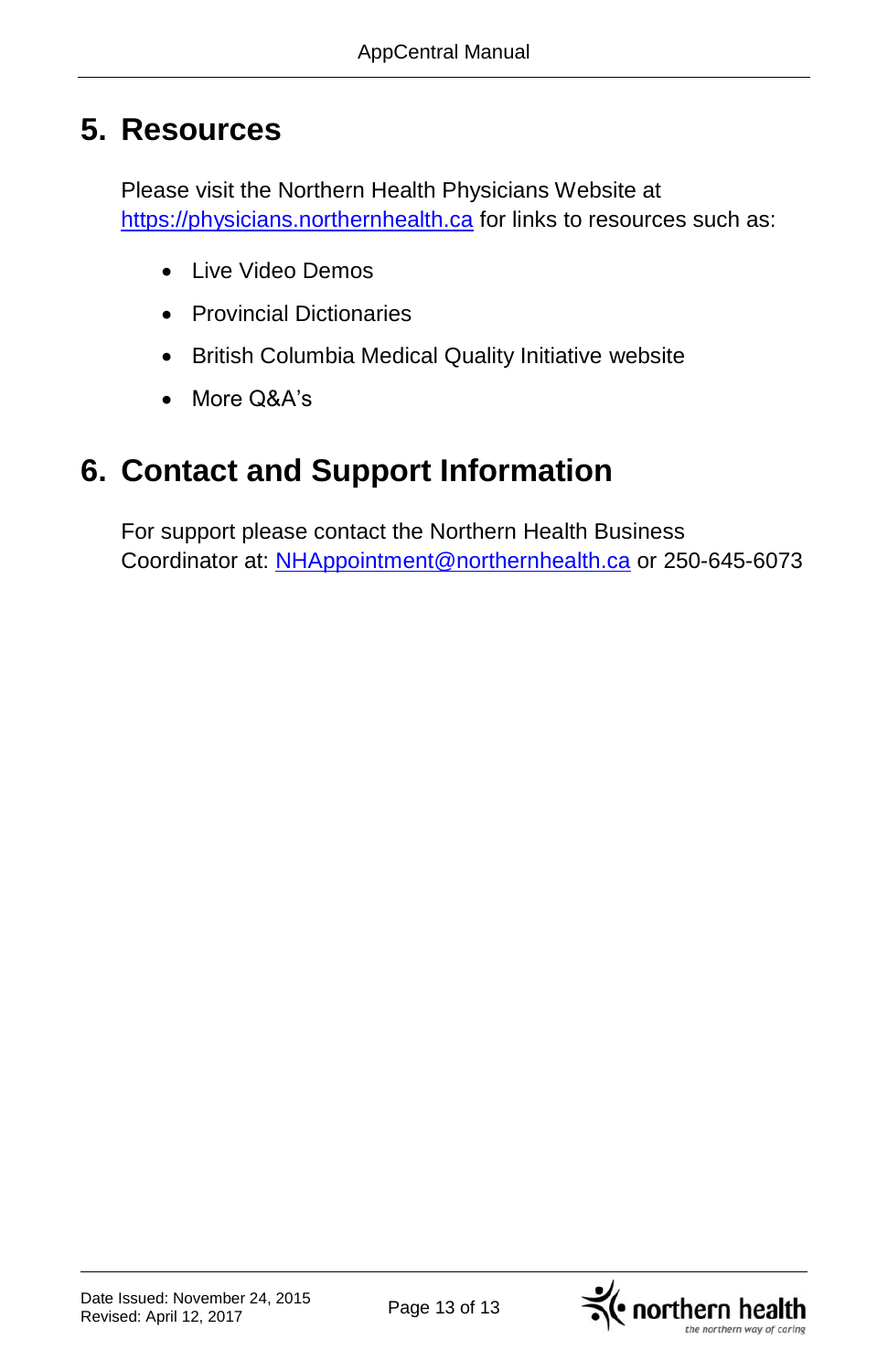# 5. Resources

Please visit the Northern Health Physicians Website at https://physicians.northernhealth.ca for links to resources such as:

- Live Video Demos
- Provincial Dictionaries
- British Columbia Medical Quality Initiative website
- More Q&A's

# 6. Contact and Support Information

For support please contact the Northern Health Business Coordinator at: NHAppointment@northernhealth.ca or 250-645-6073